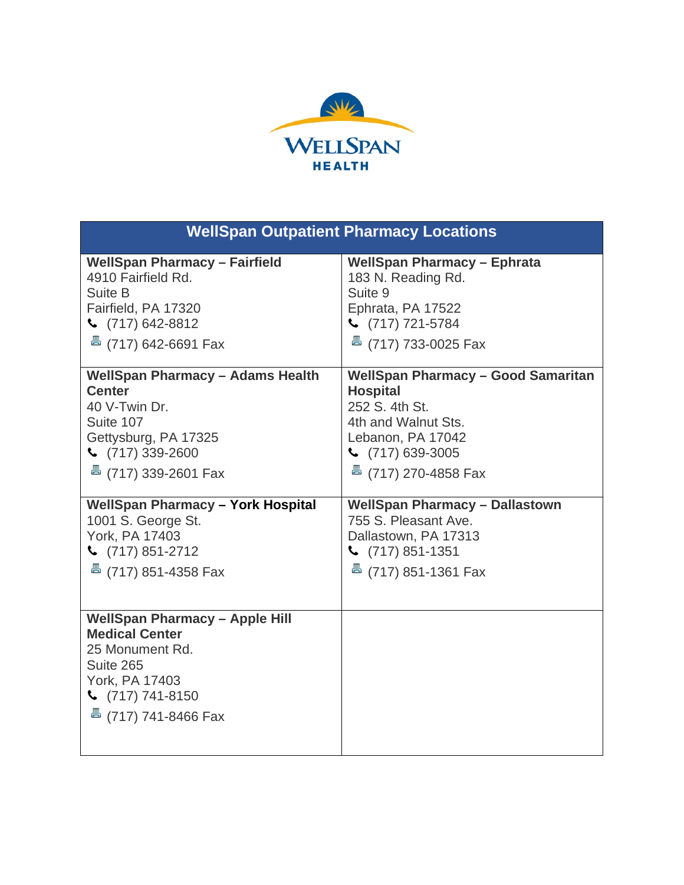WELLSPAN HEALTH

# WellSpan Outpatient Pharmacy Locations

| WellSpan Outpatient Pharmacy Locations | |
|---|---|
| **WellSpan Pharmacy – Fairfield**<br>4910 Fairfield Rd.<br>Suite B<br>Fairfield, PA 17320<br>(717) 642-8812<br>(717) 642-6691 Fax | **WellSpan Pharmacy – Ephrata**<br>183 N. Reading Rd.<br>Suite 9<br>Ephrata, PA 17522<br>(717) 721-5784<br>(717) 733-0025 Fax |
| **WellSpan Pharmacy – Adams Health Center**<br>40 V-Twin Dr.<br>Suite 107<br>Gettysburg, PA 17325<br>(717) 339-2600<br>(717) 339-2601 Fax | **WellSpan Pharmacy – Good Samaritan Hospital**<br>252 S. 4th St.<br>4th and Walnut Sts.<br>Lebanon, PA 17042<br>(717) 639-3005<br>(717) 270-4858 Fax |
| **WellSpan Pharmacy – York Hospital**<br>1001 S. George St.<br>York, PA 17403<br>(717) 851-2712<br>(717) 851-4358 Fax | **WellSpan Pharmacy – Dallastown**<br>755 S. Pleasant Ave.<br>Dallastown, PA 17313<br>(717) 851-1351<br>(717) 851-1361 Fax |
| **WellSpan Pharmacy – Apple Hill Medical Center**<br>25 Monument Rd.<br>Suite 265<br>York, PA 17403<br>(717) 741-8150<br>(717) 741-8466 Fax | |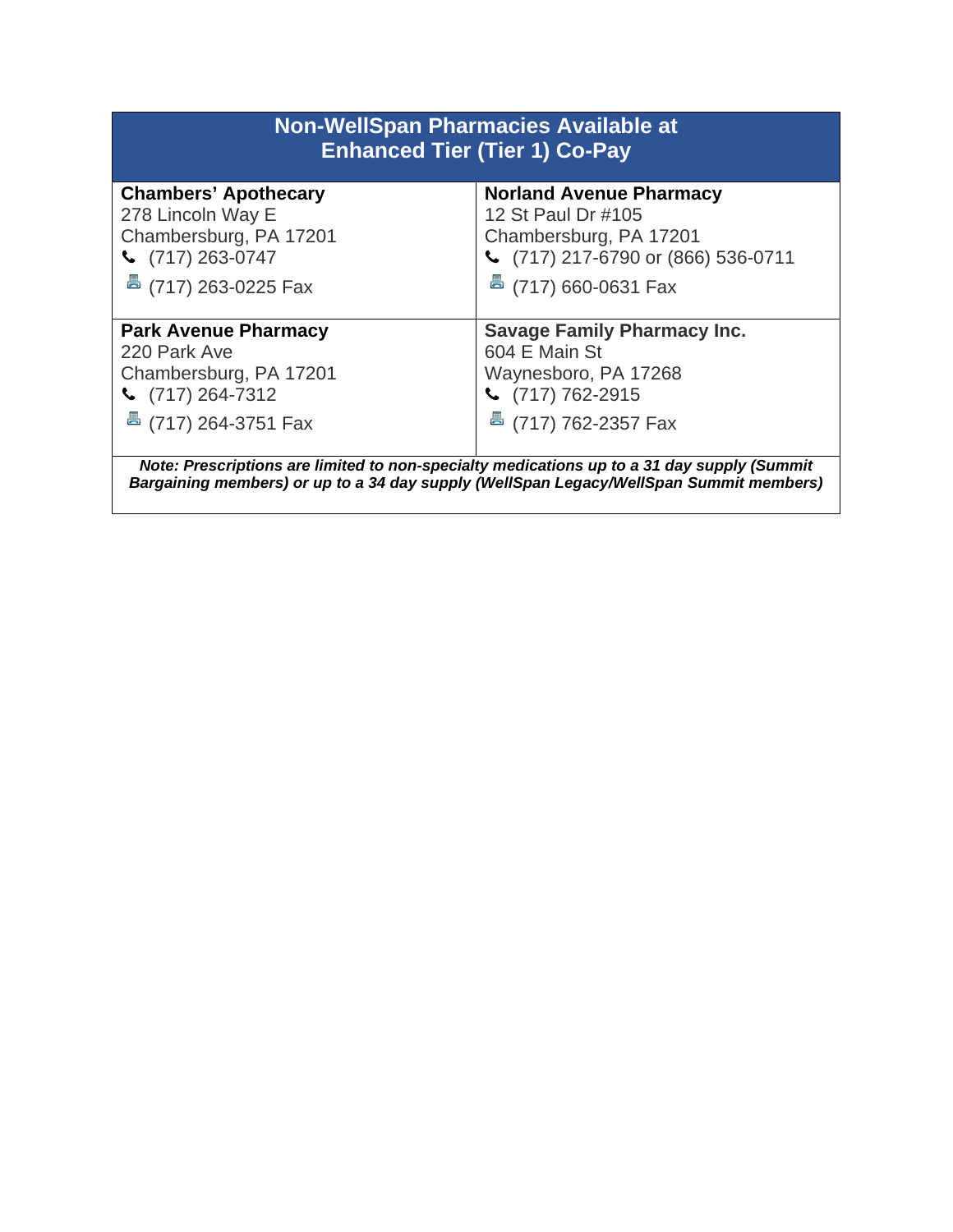| Non-WellSpan Pharmacies Available at Enhanced Tier (Tier 1) Co-Pay | |
|---|---|
| **Chambers' Apothecary**<br>278 Lincoln Way E<br>Chambersburg, PA 17201<br>(717) 263-0747<br>(717) 263-0225 Fax | **Norland Avenue Pharmacy**<br>12 St Paul Dr #105<br>Chambersburg, PA 17201<br>(717) 217-6790 or (866) 536-0711<br>(717) 660-0631 Fax |
| **Park Avenue Pharmacy**<br>220 Park Ave<br>Chambersburg, PA 17201<br>(717) 264-7312<br>(717) 264-3751 Fax | **Savage Family Pharmacy Inc.**<br>604 E Main St<br>Waynesboro, PA 17268<br>(717) 762-2915<br>(717) 762-2357 Fax |

***Note: Prescriptions are limited to non-specialty medications up to a 31 day supply (Summit Bargaining members) or up to a 34 day supply (WellSpan Legacy/WellSpan Summit members)***